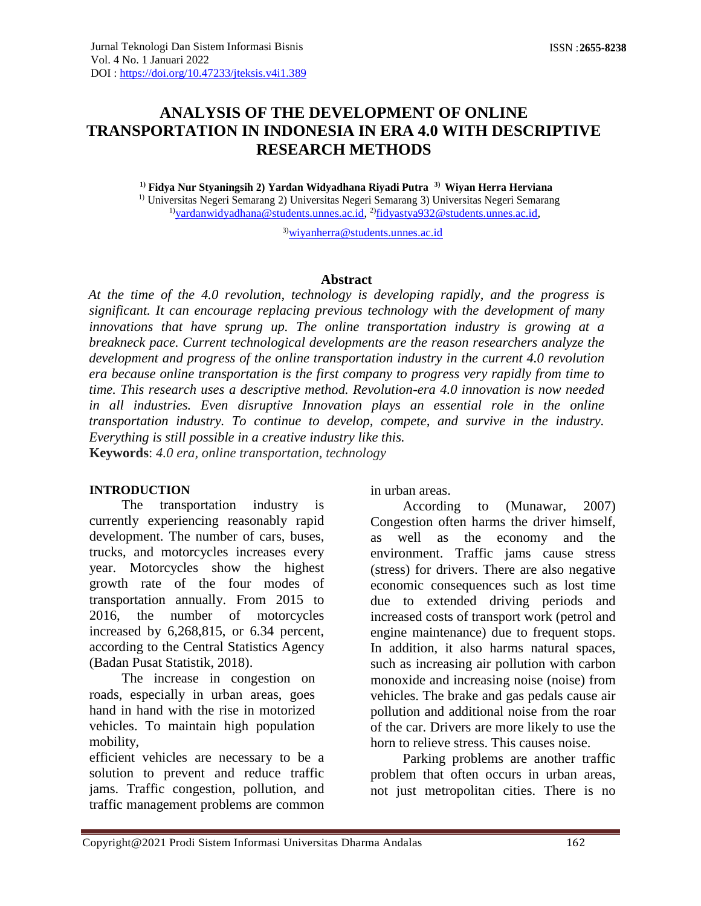# ANALYSIS OF THE DEVELOPMENT OF ONLINE TRANSPORTATION IN INDONESIA IN ERA 4.0 WITH DESCRIPTIVE RESEARCH METHODS

**[1] Fidya Nur Styaningsih 2) Yardan Widyadhana Riyadi Putra [3] Wiyan Herra Herviana**

[1] Universitas Negeri Semarang 2) Universitas Negeri Semarang 3) Universitas Negeri Semarang

[1]yardanwidyadhana@students.unnes.ac.id, [2]fidyastya932@students.unnes.ac.id,

[3]wiyanherra@students.unnes.ac.id

## Abstract

*At the time of the 4.0 revolution, technology is developing rapidly, and the progress is significant. It can encourage replacing previous technology with the development of many innovations that have sprung up. The online transportation industry is growing at a breakneck pace. Current technological developments are the reason researchers analyze the development and progress of the online transportation industry in the current 4.0 revolution era because online transportation is the first company to progress very rapidly from time to time. This research uses a descriptive method. Revolution-era 4.0 innovation is now needed in all industries. Even disruptive Innovation plays an essential role in the online transportation industry. To continue to develop, compete, and survive in the industry. Everything is still possible in a creative industry like this.*

**Keywords**: *4.0 era, online transportation, technology*

## INTRODUCTION

The transportation industry is currently experiencing reasonably rapid development. The number of cars, buses, trucks, and motorcycles increases every year. Motorcycles show the highest growth rate of the four modes of transportation annually. From 2015 to 2016, the number of motorcycles increased by 6,268,815, or 6.34 percent, according to the Central Statistics Agency (Badan Pusat Statistik, 2018).

The increase in congestion on roads, especially in urban areas, goes hand in hand with the rise in motorized vehicles. To maintain high population mobility, efficient vehicles are necessary to be a solution to prevent and reduce traffic jams. Traffic congestion, pollution, and traffic management problems are common in urban areas.

According to (Munawar, 2007) Congestion often harms the driver himself, as well as the economy and the environment. Traffic jams cause stress (stress) for drivers. There are also negative economic consequences such as lost time due to extended driving periods and increased costs of transport work (petrol and engine maintenance) due to frequent stops. In addition, it also harms natural spaces, such as increasing air pollution with carbon monoxide and increasing noise (noise) from vehicles. The brake and gas pedals cause air pollution and additional noise from the roar of the car. Drivers are more likely to use the horn to relieve stress. This causes noise.

Parking problems are another traffic problem that often occurs in urban areas, not just metropolitan cities. There is no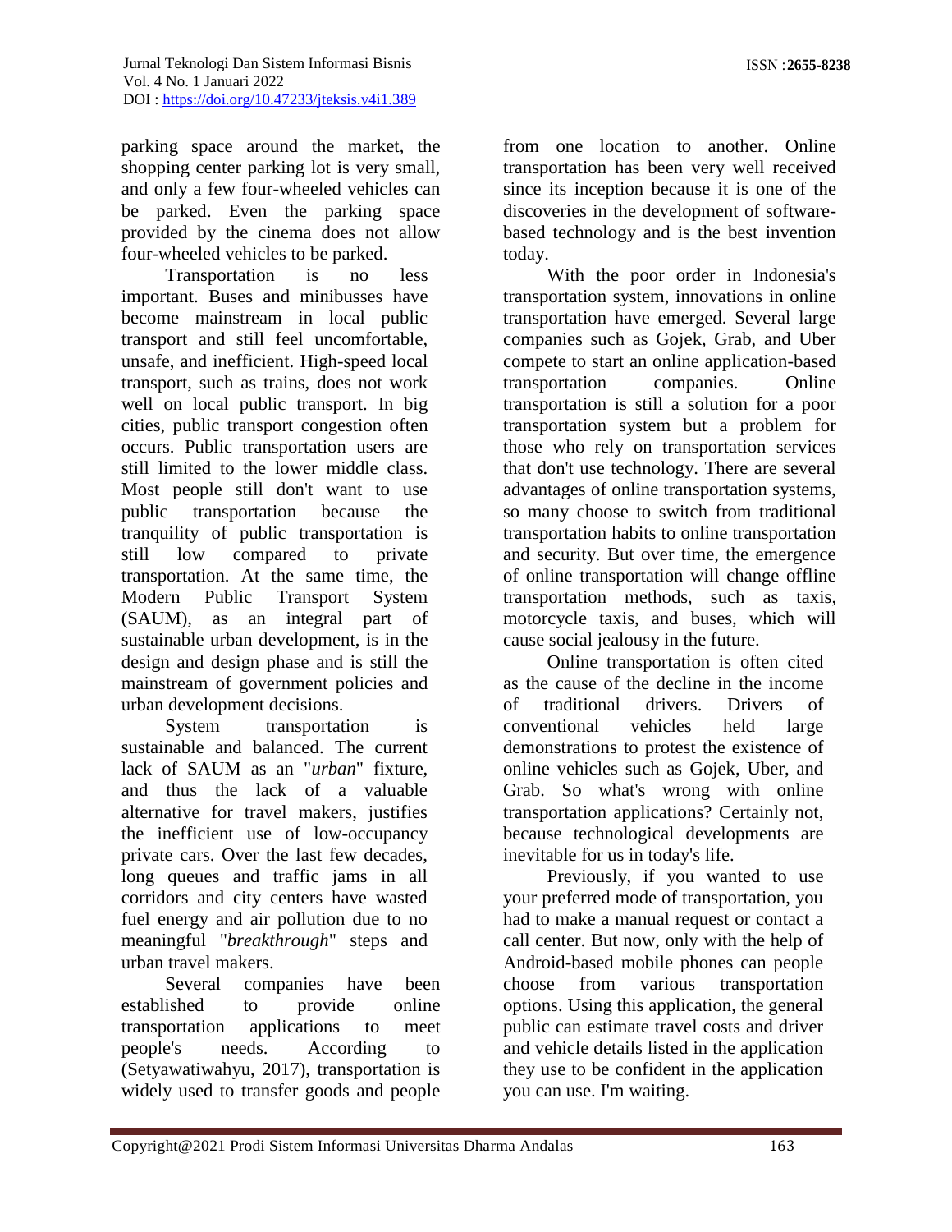parking space around the market, the shopping center parking lot is very small, and only a few four-wheeled vehicles can be parked. Even the parking space provided by the cinema does not allow four-wheeled vehicles to be parked.

Transportation is no less important. Buses and minibusses have become mainstream in local public transport and still feel uncomfortable, unsafe, and inefficient. High-speed local transport, such as trains, does not work well on local public transport. In big cities, public transport congestion often occurs. Public transportation users are still limited to the lower middle class. Most people still don't want to use public transportation because the tranquility of public transportation is still low compared to private transportation. At the same time, the Modern Public Transport System (SAUM), as an integral part of sustainable urban development, is in the design and design phase and is still the mainstream of government policies and urban development decisions.

System transportation is sustainable and balanced. The current lack of SAUM as an "*urban*" fixture, and thus the lack of a valuable alternative for travel makers, justifies the inefficient use of low-occupancy private cars. Over the last few decades, long queues and traffic jams in all corridors and city centers have wasted fuel energy and air pollution due to no meaningful "*breakthrough*" steps and urban travel makers.

Several companies have been established to provide online transportation applications to meet people's needs. According to (Setyawatiwahyu, 2017), transportation is widely used to transfer goods and people from one location to another. Online transportation has been very well received since its inception because it is one of the discoveries in the development of software-based technology and is the best invention today.

With the poor order in Indonesia's transportation system, innovations in online transportation have emerged. Several large companies such as Gojek, Grab, and Uber compete to start an online application-based transportation companies. Online transportation is still a solution for a poor transportation system but a problem for those who rely on transportation services that don't use technology. There are several advantages of online transportation systems, so many choose to switch from traditional transportation habits to online transportation and security. But over time, the emergence of online transportation will change offline transportation methods, such as taxis, motorcycle taxis, and buses, which will cause social jealousy in the future.

Online transportation is often cited as the cause of the decline in the income of traditional drivers. Drivers of conventional vehicles held large demonstrations to protest the existence of online vehicles such as Gojek, Uber, and Grab. So what's wrong with online transportation applications? Certainly not, because technological developments are inevitable for us in today's life.

Previously, if you wanted to use your preferred mode of transportation, you had to make a manual request or contact a call center. But now, only with the help of Android-based mobile phones can people choose from various transportation options. Using this application, the general public can estimate travel costs and driver and vehicle details listed in the application they use to be confident in the application you can use. I'm waiting.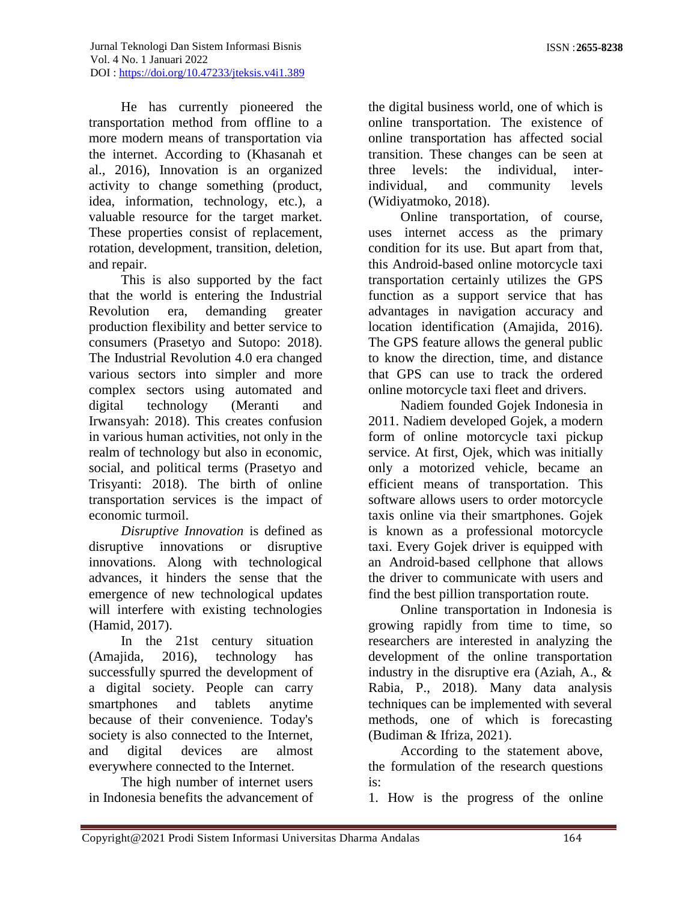He has currently pioneered the transportation method from offline to a more modern means of transportation via the internet. According to (Khasanah et al., 2016), Innovation is an organized activity to change something (product, idea, information, technology, etc.), a valuable resource for the target market. These properties consist of replacement, rotation, development, transition, deletion, and repair.

This is also supported by the fact that the world is entering the Industrial Revolution era, demanding greater production flexibility and better service to consumers (Prasetyo and Sutopo: 2018). The Industrial Revolution 4.0 era changed various sectors into simpler and more complex sectors using automated and digital technology (Meranti and Irwansyah: 2018). This creates confusion in various human activities, not only in the realm of technology but also in economic, social, and political terms (Prasetyo and Trisyanti: 2018). The birth of online transportation services is the impact of economic turmoil.

*Disruptive Innovation* is defined as disruptive innovations or disruptive innovations. Along with technological advances, it hinders the sense that the emergence of new technological updates will interfere with existing technologies (Hamid, 2017).

In the 21st century situation (Amajida, 2016), technology has successfully spurred the development of a digital society. People can carry smartphones and tablets anytime because of their convenience. Today's society is also connected to the Internet, and digital devices are almost everywhere connected to the Internet.

The high number of internet users in Indonesia benefits the advancement of the digital business world, one of which is online transportation. The existence of online transportation has affected social transition. These changes can be seen at three levels: the individual, inter-individual, and community levels (Widiyatmoko, 2018).

Online transportation, of course, uses internet access as the primary condition for its use. But apart from that, this Android-based online motorcycle taxi transportation certainly utilizes the GPS function as a support service that has advantages in navigation accuracy and location identification (Amajida, 2016). The GPS feature allows the general public to know the direction, time, and distance that GPS can use to track the ordered online motorcycle taxi fleet and drivers.

Nadiem founded Gojek Indonesia in 2011. Nadiem developed Gojek, a modern form of online motorcycle taxi pickup service. At first, Ojek, which was initially only a motorized vehicle, became an efficient means of transportation. This software allows users to order motorcycle taxis online via their smartphones. Gojek is known as a professional motorcycle taxi. Every Gojek driver is equipped with an Android-based cellphone that allows the driver to communicate with users and find the best pillion transportation route.

Online transportation in Indonesia is growing rapidly from time to time, so researchers are interested in analyzing the development of the online transportation industry in the disruptive era (Aziah, A., & Rabia, P., 2018). Many data analysis techniques can be implemented with several methods, one of which is forecasting (Budiman & Ifriza, 2021).

According to the statement above, the formulation of the research questions is:

1. How is the progress of the online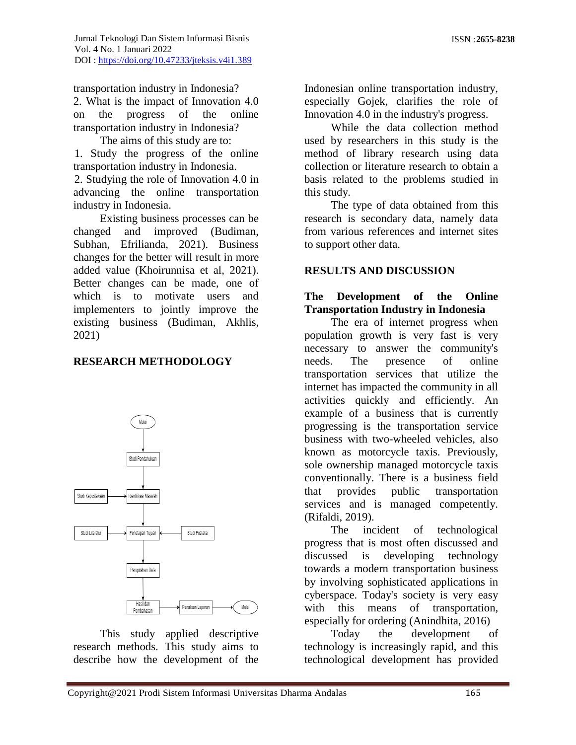transportation industry in Indonesia?

2. What is the impact of Innovation 4.0 on the progress of the online transportation industry in Indonesia?

The aims of this study are to:

1. Study the progress of the online transportation industry in Indonesia.
2. Studying the role of Innovation 4.0 in advancing the online transportation industry in Indonesia.

Existing business processes can be changed and improved (Budiman, Subhan, Efrilianda, 2021). Business changes for the better will result in more added value (Khoirunnisa et al, 2021). Better changes can be made, one of which is to motivate users and implementers to jointly improve the existing business (Budiman, Akhlis, 2021)

## RESEARCH METHODOLOGY

This study applied descriptive research methods. This study aims to describe how the development of the Indonesian online transportation industry, especially Gojek, clarifies the role of Innovation 4.0 in the industry's progress.

While the data collection method used by researchers in this study is the method of library research using data collection or literature research to obtain a basis related to the problems studied in this study.

The type of data obtained from this research is secondary data, namely data from various references and internet sites to support other data.

## RESULTS AND DISCUSSION

### The Development of the Online Transportation Industry in Indonesia

The era of internet progress when population growth is very fast is very necessary to answer the community's needs. The presence of online transportation services that utilize the internet has impacted the community in all activities quickly and efficiently. An example of a business that is currently progressing is the transportation service business with two-wheeled vehicles, also known as motorcycle taxis. Previously, sole ownership managed motorcycle taxis conventionally. There is a business field that provides public transportation services and is managed competently. (Rifaldi, 2019).

The incident of technological progress that is most often discussed and discussed is developing technology towards a modern transportation business by involving sophisticated applications in cyberspace. Today's society is very easy with this means of transportation, especially for ordering (Anindhita, 2016)

Today the development of technology is increasingly rapid, and this technological development has provided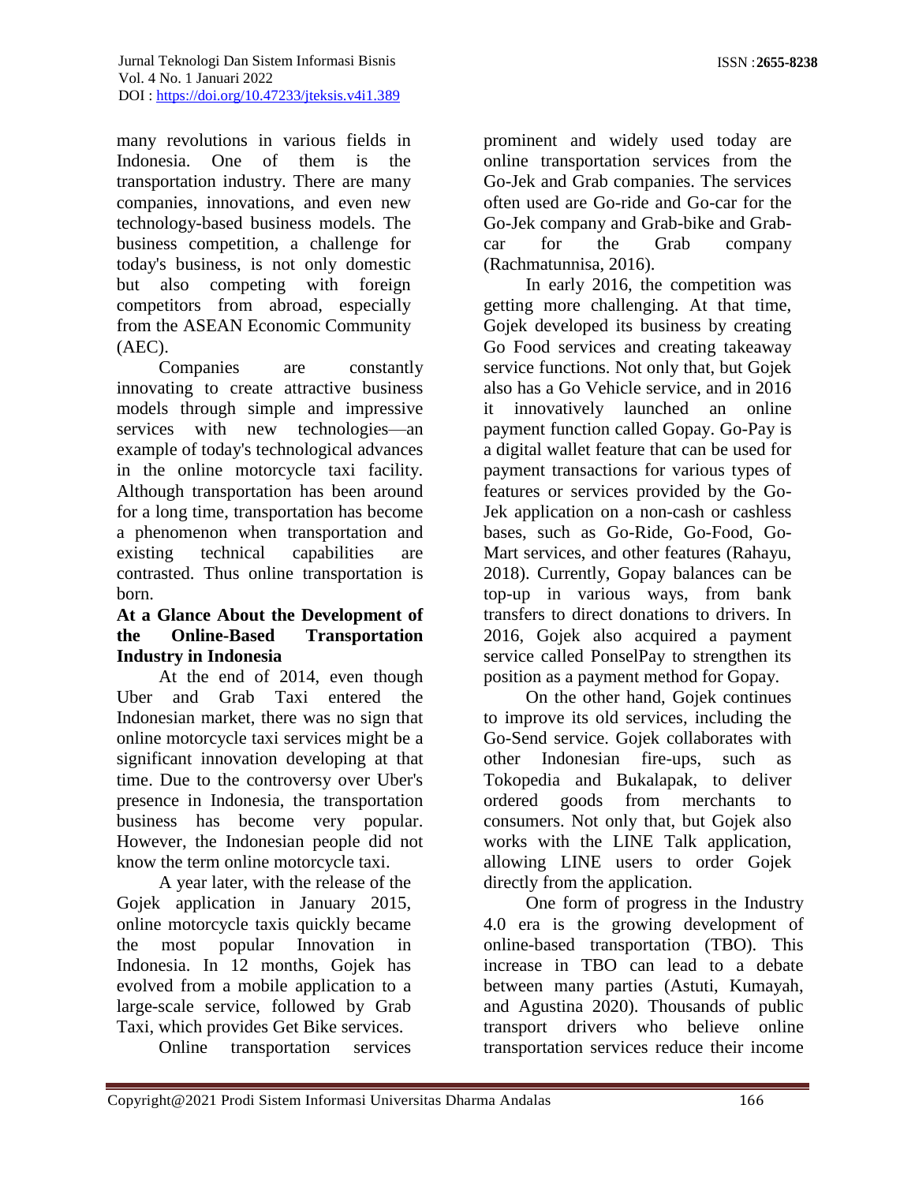many revolutions in various fields in Indonesia. One of them is the transportation industry. There are many companies, innovations, and even new technology-based business models. The business competition, a challenge for today's business, is not only domestic but also competing with foreign competitors from abroad, especially from the ASEAN Economic Community (AEC).

Companies are constantly innovating to create attractive business models through simple and impressive services with new technologies—an example of today's technological advances in the online motorcycle taxi facility. Although transportation has been around for a long time, transportation has become a phenomenon when transportation and existing technical capabilities are contrasted. Thus online transportation is born.

**At a Glance About the Development of the Online-Based Transportation Industry in Indonesia**

At the end of 2014, even though Uber and Grab Taxi entered the Indonesian market, there was no sign that online motorcycle taxi services might be a significant innovation developing at that time. Due to the controversy over Uber's presence in Indonesia, the transportation business has become very popular. However, the Indonesian people did not know the term online motorcycle taxi.

A year later, with the release of the Gojek application in January 2015, online motorcycle taxis quickly became the most popular Innovation in Indonesia. In 12 months, Gojek has evolved from a mobile application to a large-scale service, followed by Grab Taxi, which provides Get Bike services.

Online transportation services prominent and widely used today are online transportation services from the Go-Jek and Grab companies. The services often used are Go-ride and Go-car for the Go-Jek company and Grab-bike and Grab-car for the Grab company (Rachmatunnisa, 2016).

In early 2016, the competition was getting more challenging. At that time, Gojek developed its business by creating Go Food services and creating takeaway service functions. Not only that, but Gojek also has a Go Vehicle service, and in 2016 it innovatively launched an online payment function called Gopay. Go-Pay is a digital wallet feature that can be used for payment transactions for various types of features or services provided by the Go-Jek application on a non-cash or cashless bases, such as Go-Ride, Go-Food, Go-Mart services, and other features (Rahayu, 2018). Currently, Gopay balances can be top-up in various ways, from bank transfers to direct donations to drivers. In 2016, Gojek also acquired a payment service called PonselPay to strengthen its position as a payment method for Gopay.

On the other hand, Gojek continues to improve its old services, including the Go-Send service. Gojek collaborates with other Indonesian fire-ups, such as Tokopedia and Bukalapak, to deliver ordered goods from merchants to consumers. Not only that, but Gojek also works with the LINE Talk application, allowing LINE users to order Gojek directly from the application.

One form of progress in the Industry 4.0 era is the growing development of online-based transportation (TBO). This increase in TBO can lead to a debate between many parties (Astuti, Kumayah, and Agustina 2020). Thousands of public transport drivers who believe online transportation services reduce their income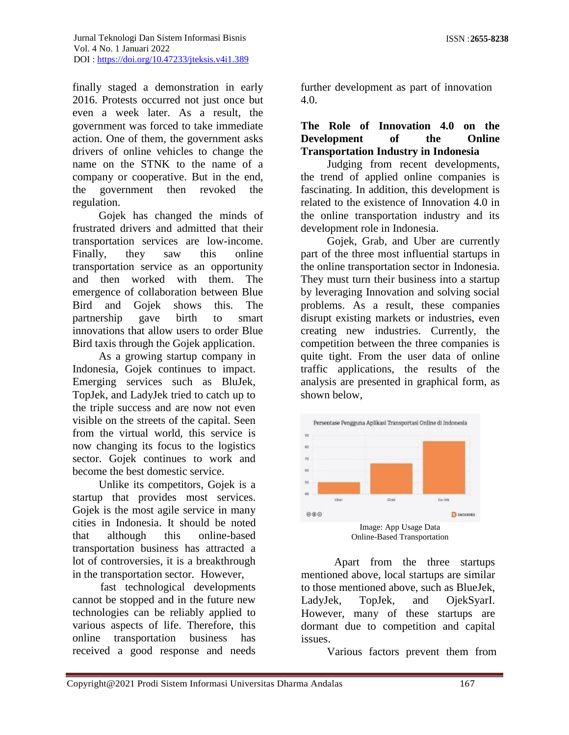finally staged a demonstration in early 2016. Protests occurred not just once but even a week later. As a result, the government was forced to take immediate action. One of them, the government asks drivers of online vehicles to change the name on the STNK to the name of a company or cooperative. But in the end, the government then revoked the regulation.

Gojek has changed the minds of frustrated drivers and admitted that their transportation services are low-income. Finally, they saw this online transportation service as an opportunity and then worked with them. The emergence of collaboration between Blue Bird and Gojek shows this. The partnership gave birth to smart innovations that allow users to order Blue Bird taxis through the Gojek application.

As a growing startup company in Indonesia, Gojek continues to impact. Emerging services such as BluJek, TopJek, and LadyJek tried to catch up to the triple success and are now not even visible on the streets of the capital. Seen from the virtual world, this service is now changing its focus to the logistics sector. Gojek continues to work and become the best domestic service.

Unlike its competitors, Gojek is a startup that provides most services. Gojek is the most agile service in many cities in Indonesia. It should be noted that although this online-based transportation business has attracted a lot of controversies, it is a breakthrough in the transportation sector. However,

fast technological developments cannot be stopped and in the future new technologies can be reliably applied to various aspects of life. Therefore, this online transportation business has received a good response and needs further development as part of innovation 4.0.

**The Role of Innovation 4.0 on the Development of the Online Transportation Industry in Indonesia**

Judging from recent developments, the trend of applied online companies is fascinating. In addition, this development is related to the existence of Innovation 4.0 in the online transportation industry and its development role in Indonesia.

Gojek, Grab, and Uber are currently part of the three most influential startups in the online transportation sector in Indonesia. They must turn their business into a startup by leveraging Innovation and solving social problems. As a result, these companies disrupt existing markets or industries, even creating new industries. Currently, the competition between the three companies is quite tight. From the user data of online traffic applications, the results of the analysis are presented in graphical form, as shown below,

Image: App Usage Data Online-Based Transportation

Apart from the three startups mentioned above, local startups are similar to those mentioned above, such as BlueJek, LadyJek, TopJek, and OjekSyarI. However, many of these startups are dormant due to competition and capital issues.

Various factors prevent them from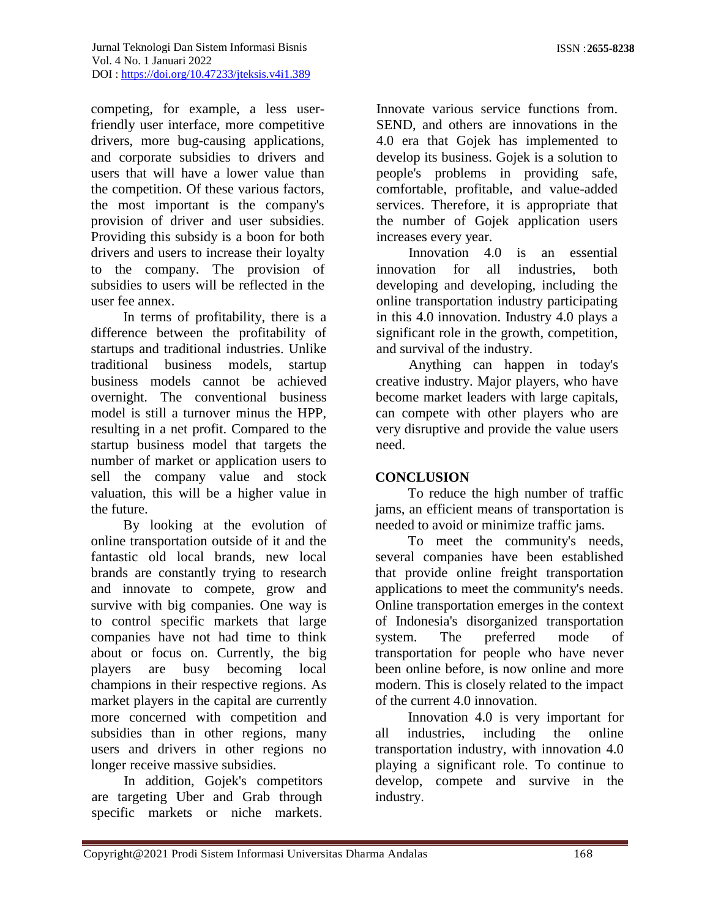competing, for example, a less user-friendly user interface, more competitive drivers, more bug-causing applications, and corporate subsidies to drivers and users that will have a lower value than the competition. Of these various factors, the most important is the company's provision of driver and user subsidies. Providing this subsidy is a boon for both drivers and users to increase their loyalty to the company. The provision of subsidies to users will be reflected in the user fee annex.

In terms of profitability, there is a difference between the profitability of startups and traditional industries. Unlike traditional business models, startup business models cannot be achieved overnight. The conventional business model is still a turnover minus the HPP, resulting in a net profit. Compared to the startup business model that targets the number of market or application users to sell the company value and stock valuation, this will be a higher value in the future.

By looking at the evolution of online transportation outside of it and the fantastic old local brands, new local brands are constantly trying to research and innovate to compete, grow and survive with big companies. One way is to control specific markets that large companies have not had time to think about or focus on. Currently, the big players are busy becoming local champions in their respective regions. As market players in the capital are currently more concerned with competition and subsidies than in other regions, many users and drivers in other regions no longer receive massive subsidies.

In addition, Gojek's competitors are targeting Uber and Grab through specific markets or niche markets. Innovate various service functions from. SEND, and others are innovations in the 4.0 era that Gojek has implemented to develop its business. Gojek is a solution to people's problems in providing safe, comfortable, profitable, and value-added services. Therefore, it is appropriate that the number of Gojek application users increases every year.

Innovation 4.0 is an essential innovation for all industries, both developing and developing, including the online transportation industry participating in this 4.0 innovation. Industry 4.0 plays a significant role in the growth, competition, and survival of the industry.

Anything can happen in today's creative industry. Major players, who have become market leaders with large capitals, can compete with other players who are very disruptive and provide the value users need.

## CONCLUSION

To reduce the high number of traffic jams, an efficient means of transportation is needed to avoid or minimize traffic jams.

To meet the community's needs, several companies have been established that provide online freight transportation applications to meet the community's needs. Online transportation emerges in the context of Indonesia's disorganized transportation system. The preferred mode of transportation for people who have never been online before, is now online and more modern. This is closely related to the impact of the current 4.0 innovation.

Innovation 4.0 is very important for all industries, including the online transportation industry, with innovation 4.0 playing a significant role. To continue to develop, compete and survive in the industry.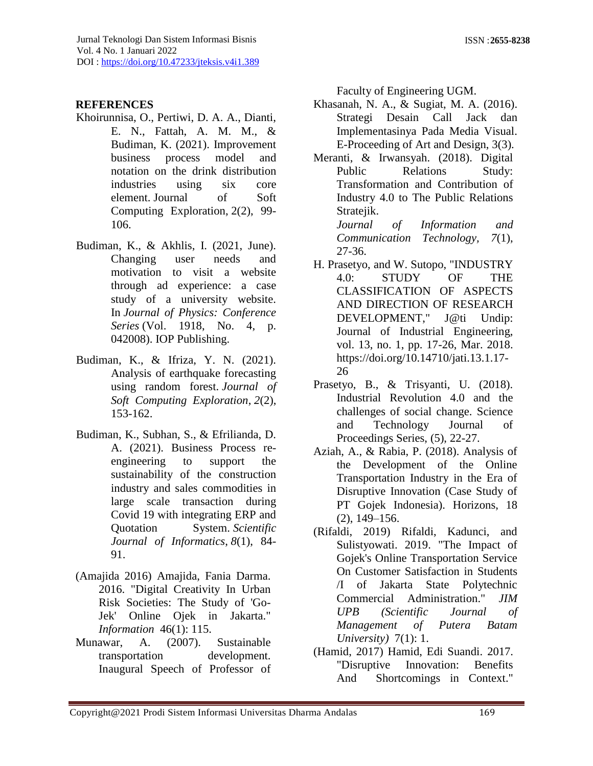## REFERENCES

Khoirunnisa, O., Pertiwi, D. A. A., Dianti, E. N., Fattah, A. M. M., & Budiman, K. (2021). Improvement business process model and notation on the drink distribution industries using six core element. Journal of Soft Computing Exploration, 2(2), 99-106.

Budiman, K., & Akhlis, I. (2021, June). Changing user needs and motivation to visit a website through ad experience: a case study of a university website. In *Journal of Physics: Conference Series* (Vol. 1918, No. 4, p. 042008). IOP Publishing.

Budiman, K., & Ifriza, Y. N. (2021). Analysis of earthquake forecasting using random forest. *Journal of Soft Computing Exploration*, *2*(2), 153-162.

Budiman, K., Subhan, S., & Efrilianda, D. A. (2021). Business Process re-engineering to support the sustainability of the construction industry and sales commodities in large scale transaction during Covid 19 with integrating ERP and Quotation System. *Scientific Journal of Informatics*, *8*(1), 84-91.

(Amajida 2016) Amajida, Fania Darma. 2016. "Digital Creativity In Urban Risk Societies: The Study of 'Go-Jek' Online Ojek in Jakarta." *Information* 46(1): 115.

Munawar, A. (2007). Sustainable transportation development. Inaugural Speech of Professor of Faculty of Engineering UGM.

Khasanah, N. A., & Sugiat, M. A. (2016). Strategi Desain Call Jack dan Implementasinya Pada Media Visual. E-Proceeding of Art and Design, 3(3).

Meranti, & Irwansyah. (2018). Digital Public Relations Study: Transformation and Contribution of Industry 4.0 to The Public Relations Stratejik. *Journal of Information and Communication Technology, 7*(1), 27-36.

H. Prasetyo, and W. Sutopo, "INDUSTRY 4.0: STUDY OF THE CLASSIFICATION OF ASPECTS AND DIRECTION OF RESEARCH DEVELOPMENT," J@ti Undip: Journal of Industrial Engineering, vol. 13, no. 1, pp. 17-26, Mar. 2018. https://doi.org/10.14710/jati.13.1.17-26

Prasetyo, B., & Trisyanti, U. (2018). Industrial Revolution 4.0 and the challenges of social change. Science and Technology Journal of Proceedings Series, (5), 22-27.

Aziah, A., & Rabia, P. (2018). Analysis of the Development of the Online Transportation Industry in the Era of Disruptive Innovation (Case Study of PT Gojek Indonesia). Horizons, 18 (2), 149–156.

(Rifaldi, 2019) Rifaldi, Kadunci, and Sulistyowati. 2019. "The Impact of Gojek's Online Transportation Service On Customer Satisfaction in Students /I of Jakarta State Polytechnic Commercial Administration." *JIM UPB (Scientific Journal of Management of Putera Batam University)* 7(1): 1.

(Hamid, 2017) Hamid, Edi Suandi. 2017. "Disruptive Innovation: Benefits And Shortcomings in Context."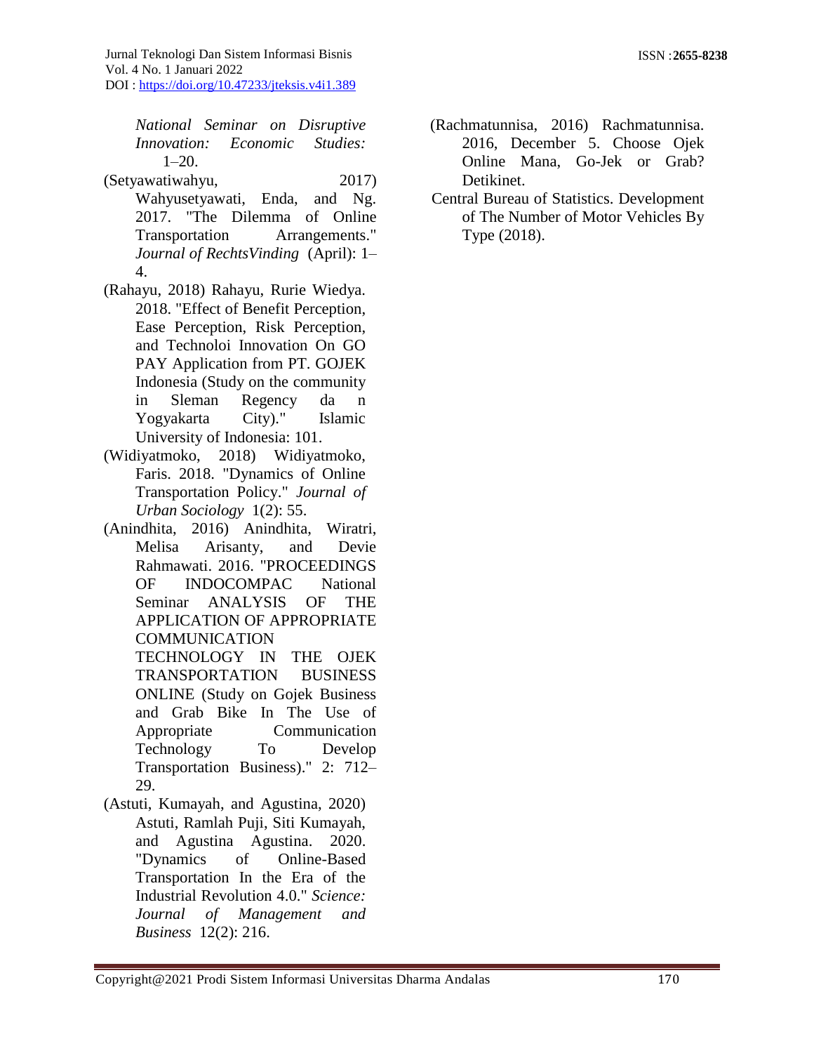*National Seminar on Disruptive Innovation: Economic Studies:* 1–20.

(Setyawatiwahyu, 2017) Wahyusetyawati, Enda, and Ng. 2017. "The Dilemma of Online Transportation Arrangements." *Journal of RechtsVinding* (April): 1–4.

(Rahayu, 2018) Rahayu, Rurie Wiedya. 2018. "Effect of Benefit Perception, Ease Perception, Risk Perception, and Technoloi Innovation On GO PAY Application from PT. GOJEK Indonesia (Study on the community in Sleman Regency da n Yogyakarta City)." Islamic University of Indonesia: 101.

(Widiyatmoko, 2018) Widiyatmoko, Faris. 2018. "Dynamics of Online Transportation Policy." *Journal of Urban Sociology* 1(2): 55.

(Anindhita, 2016) Anindhita, Wiratri, Melisa Arisanty, and Devie Rahmawati. 2016. "PROCEEDINGS OF INDOCOMPAC National Seminar ANALYSIS OF THE APPLICATION OF APPROPRIATE COMMUNICATION TECHNOLOGY IN THE OJEK TRANSPORTATION BUSINESS ONLINE (Study on Gojek Business and Grab Bike In The Use of Appropriate Communication Technology To Develop Transportation Business)." 2: 712–29.

(Astuti, Kumayah, and Agustina, 2020) Astuti, Ramlah Puji, Siti Kumayah, and Agustina Agustina. 2020. "Dynamics of Online-Based Transportation In the Era of the Industrial Revolution 4.0." *Science: Journal of Management and Business* 12(2): 216.

(Rachmatunnisa, 2016) Rachmatunnisa. 2016, December 5. Choose Ojek Online Mana, Go-Jek or Grab? Detikinet.

Central Bureau of Statistics. Development of The Number of Motor Vehicles By Type (2018).